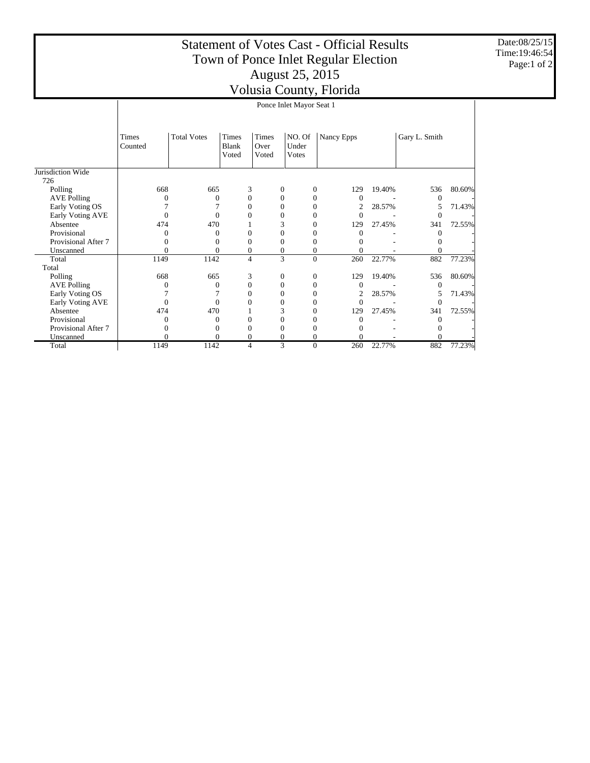# Statement of Votes Cast - Official Results
## Town of Ponce Inlet Regular Election
## August 25, 2015
## Volusia County, Florida

Date:08/25/15
Time:19:46:54

### Ponce Inlet Mayor Seat 1

| | Times Counted | Total Votes | Times Blank Voted | Times Over Voted | NO. Of Under Votes | Nancy Epps | | Gary L. Smith | |
|---|---|---|---|---|---|---|---|---|---|
| **Jurisdiction Wide** | | | | | | | | | |
| 726 | | | | | | | | | |
| Polling | 668 | 665 | 3 | 0 | 0 | 129 | 19.40% | 536 | 80.60% |
| AVE Polling | 0 | 0 | 0 | 0 | 0 | 0 | - | 0 | - |
| Early Voting OS | 7 | 7 | 0 | 0 | 0 | 2 | 28.57% | 5 | 71.43% |
| Early Voting AVE | 0 | 0 | 0 | 0 | 0 | 0 | - | 0 | - |
| Absentee | 474 | 470 | 1 | 3 | 0 | 129 | 27.45% | 341 | 72.55% |
| Provisional | 0 | 0 | 0 | 0 | 0 | 0 | - | 0 | - |
| Provisional After 7 | 0 | 0 | 0 | 0 | 0 | 0 | - | 0 | - |
| Unscanned | 0 | 0 | 0 | 0 | 0 | 0 | - | 0 | - |
| Total | 1149 | 1142 | 4 | 3 | 0 | 260 | 22.77% | 882 | 77.23% |
| **Total** | | | | | | | | | |
| Polling | 668 | 665 | 3 | 0 | 0 | 129 | 19.40% | 536 | 80.60% |
| AVE Polling | 0 | 0 | 0 | 0 | 0 | 0 | - | 0 | - |
| Early Voting OS | 7 | 7 | 0 | 0 | 0 | 2 | 28.57% | 5 | 71.43% |
| Early Voting AVE | 0 | 0 | 0 | 0 | 0 | 0 | - | 0 | - |
| Absentee | 474 | 470 | 1 | 3 | 0 | 129 | 27.45% | 341 | 72.55% |
| Provisional | 0 | 0 | 0 | 0 | 0 | 0 | - | 0 | - |
| Provisional After 7 | 0 | 0 | 0 | 0 | 0 | 0 | - | 0 | - |
| Unscanned | 0 | 0 | 0 | 0 | 0 | 0 | - | 0 | - |
| Total | 1149 | 1142 | 4 | 3 | 0 | 260 | 22.77% | 882 | 77.23% |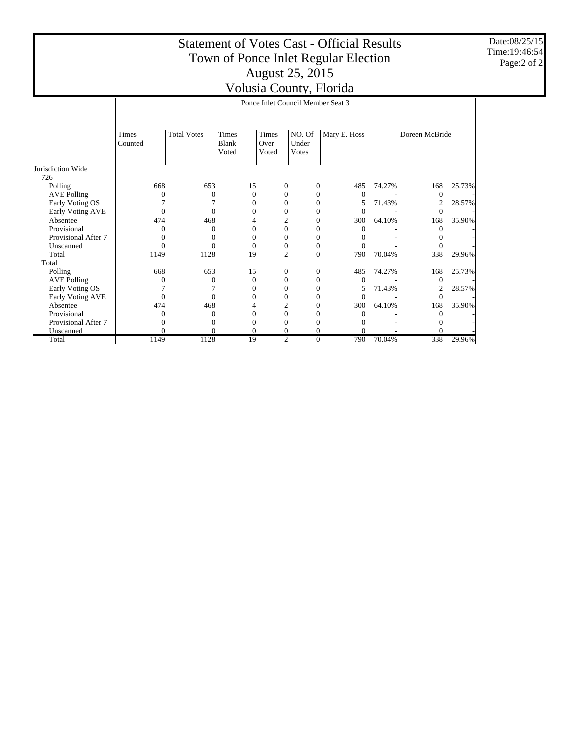# Statement of Votes Cast - Official Results
# Town of Ponce Inlet Regular Election
# August 25, 2015
# Volusia County, Florida

Date:08/25/15
Time:19:46:54

| | Ponce Inlet Council Member Seat 3 | | | | | | | | |
|---|---|---|---|---|---|---|---|---|---|
| | Times Counted | Total Votes | Times Blank Voted | Times Over Voted | NO. Of Under Votes | Mary E. Hoss | | Doreen McBride | |
| Jurisdiction Wide | | | | | | | | | |
| 726 | | | | | | | | | |
| Polling | 668 | 653 | 15 | 0 | 0 | 485 | 74.27% | 168 | 25.73% |
| AVE Polling | 0 | 0 | 0 | 0 | 0 | 0 | - | 0 | - |
| Early Voting OS | 7 | 7 | 0 | 0 | 0 | 5 | 71.43% | 2 | 28.57% |
| Early Voting AVE | 0 | 0 | 0 | 0 | 0 | 0 | - | 0 | - |
| Absentee | 474 | 468 | 4 | 2 | 0 | 300 | 64.10% | 168 | 35.90% |
| Provisional | 0 | 0 | 0 | 0 | 0 | 0 | - | 0 | - |
| Provisional After 7 | 0 | 0 | 0 | 0 | 0 | 0 | - | 0 | - |
| Unscanned | 0 | 0 | 0 | 0 | 0 | 0 | - | 0 | - |
| Total | 1149 | 1128 | 19 | 2 | 0 | 790 | 70.04% | 338 | 29.96% |
| Total | | | | | | | | | |
| Polling | 668 | 653 | 15 | 0 | 0 | 485 | 74.27% | 168 | 25.73% |
| AVE Polling | 0 | 0 | 0 | 0 | 0 | 0 | - | 0 | - |
| Early Voting OS | 7 | 7 | 0 | 0 | 0 | 5 | 71.43% | 2 | 28.57% |
| Early Voting AVE | 0 | 0 | 0 | 0 | 0 | 0 | - | 0 | - |
| Absentee | 474 | 468 | 4 | 2 | 0 | 300 | 64.10% | 168 | 35.90% |
| Provisional | 0 | 0 | 0 | 0 | 0 | 0 | - | 0 | - |
| Provisional After 7 | 0 | 0 | 0 | 0 | 0 | 0 | - | 0 | - |
| Unscanned | 0 | 0 | 0 | 0 | 0 | 0 | - | 0 | - |
| Total | 1149 | 1128 | 19 | 2 | 0 | 790 | 70.04% | 338 | 29.96% |